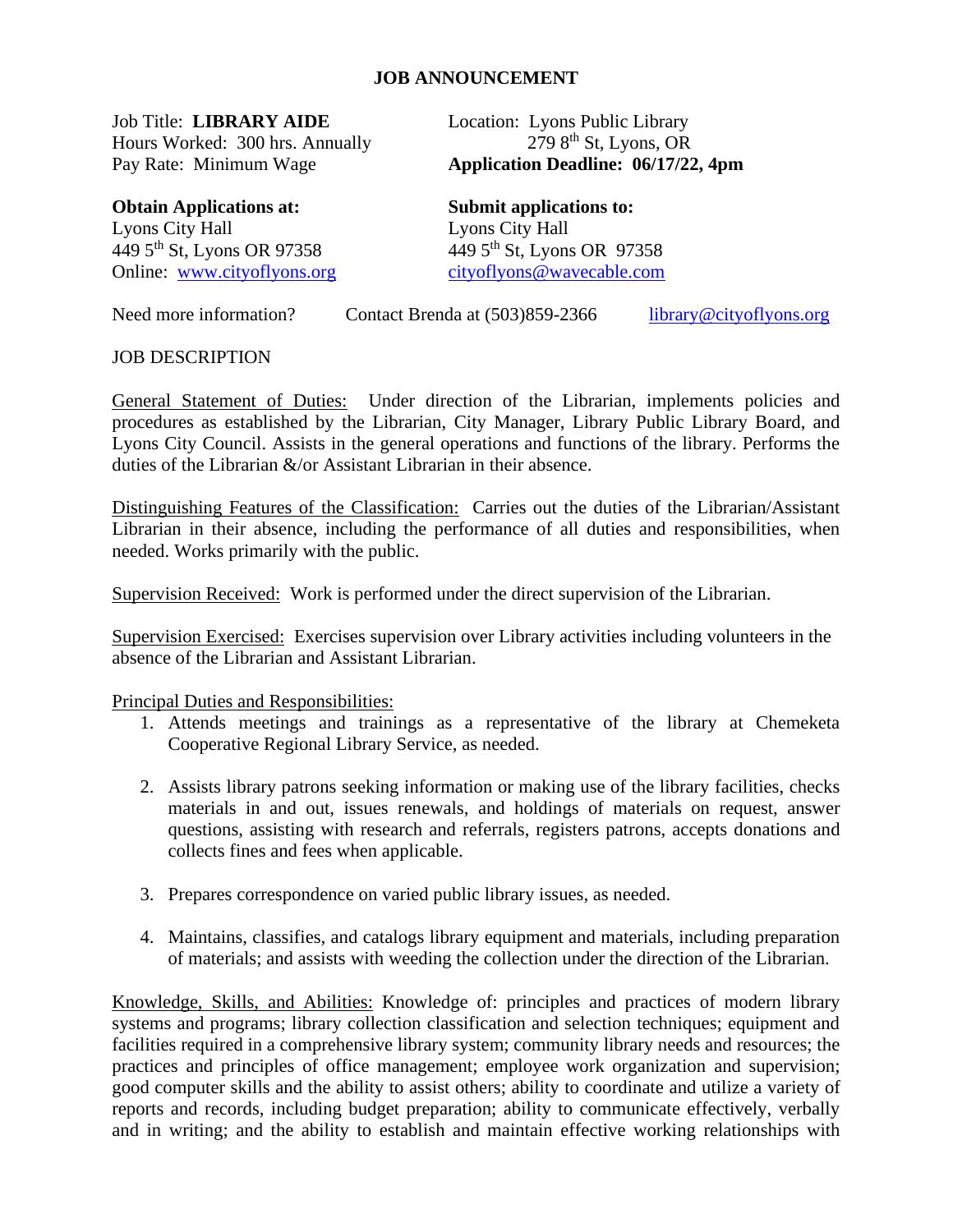# JOB ANNOUNCEMENT

Job Title: **LIBRARY AIDE**
Hours Worked: 300 hrs. Annually
Pay Rate: Minimum Wage

Location: Lyons Public Library
279 8th St, Lyons, OR
**Application Deadline: 06/17/22, 4pm**

**Obtain Applications at:**
Lyons City Hall
449 5th St, Lyons OR 97358
Online: www.cityoflyons.org

**Submit applications to:**
Lyons City Hall
449 5th St, Lyons OR 97358
cityoflyons@wavecable.com

Need more information? Contact Brenda at (503)859-2366 library@cityoflyons.org

JOB DESCRIPTION

General Statement of Duties: Under direction of the Librarian, implements policies and procedures as established by the Librarian, City Manager, Library Public Library Board, and Lyons City Council. Assists in the general operations and functions of the library. Performs the duties of the Librarian &/or Assistant Librarian in their absence.

Distinguishing Features of the Classification: Carries out the duties of the Librarian/Assistant Librarian in their absence, including the performance of all duties and responsibilities, when needed. Works primarily with the public.

Supervision Received: Work is performed under the direct supervision of the Librarian.

Supervision Exercised: Exercises supervision over Library activities including volunteers in the absence of the Librarian and Assistant Librarian.

Principal Duties and Responsibilities:

1. Attends meetings and trainings as a representative of the library at Chemeketa Cooperative Regional Library Service, as needed.

2. Assists library patrons seeking information or making use of the library facilities, checks materials in and out, issues renewals, and holdings of materials on request, answer questions, assisting with research and referrals, registers patrons, accepts donations and collects fines and fees when applicable.

3. Prepares correspondence on varied public library issues, as needed.

4. Maintains, classifies, and catalogs library equipment and materials, including preparation of materials; and assists with weeding the collection under the direction of the Librarian.

Knowledge, Skills, and Abilities: Knowledge of: principles and practices of modern library systems and programs; library collection classification and selection techniques; equipment and facilities required in a comprehensive library system; community library needs and resources; the practices and principles of office management; employee work organization and supervision; good computer skills and the ability to assist others; ability to coordinate and utilize a variety of reports and records, including budget preparation; ability to communicate effectively, verbally and in writing; and the ability to establish and maintain effective working relationships with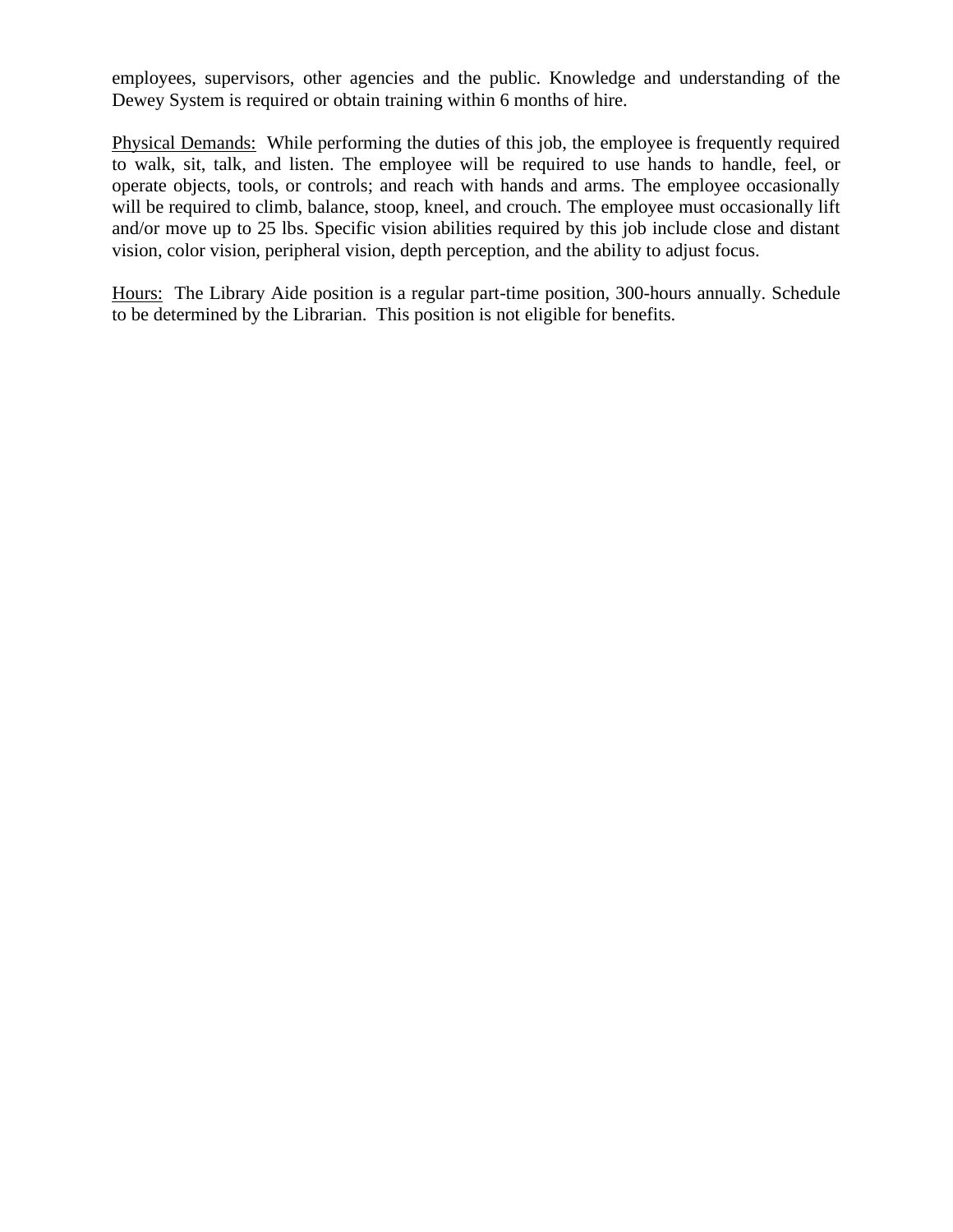employees, supervisors, other agencies and the public. Knowledge and understanding of the Dewey System is required or obtain training within 6 months of hire.

<u>Physical Demands:</u> While performing the duties of this job, the employee is frequently required to walk, sit, talk, and listen. The employee will be required to use hands to handle, feel, or operate objects, tools, or controls; and reach with hands and arms. The employee occasionally will be required to climb, balance, stoop, kneel, and crouch. The employee must occasionally lift and/or move up to 25 lbs. Specific vision abilities required by this job include close and distant vision, color vision, peripheral vision, depth perception, and the ability to adjust focus.

<u>Hours:</u> The Library Aide position is a regular part-time position, 300-hours annually. Schedule to be determined by the Librarian. This position is not eligible for benefits.